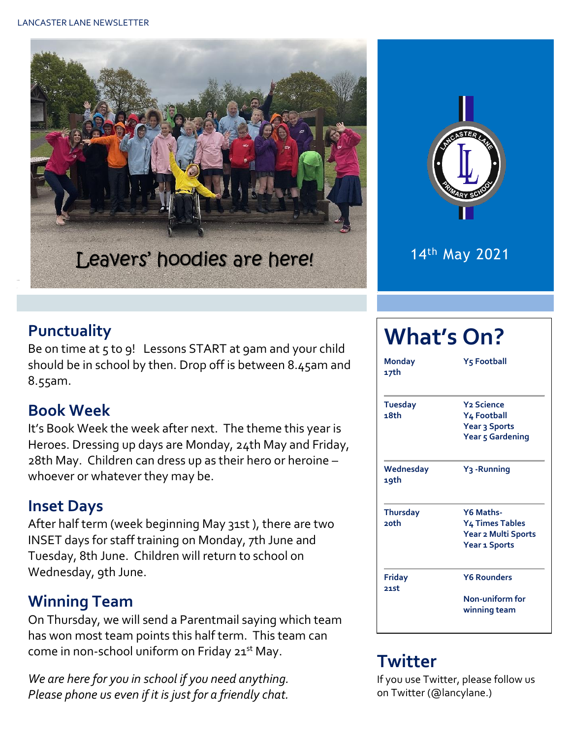LANCASTER LANE NEWSLETTER

Leavers' hoodies are here!

14th May 2021

## Punctuality

Be on time at 5 to 9! Lessons START at 9am and your child should be in school by then. Drop off is between 8.45am and 8.55am.

## Book Week

It's Book Week the week after next. The theme this year is Heroes. Dressing up days are Monday, 24th May and Friday, 28th May. Children can dress up as their hero or heroine – whoever or whatever they may be.

## Inset Days

After half term (week beginning May 31st ), there are two INSET days for staff training on Monday, 7th June and Tuesday, 8th June. Children will return to school on Wednesday, 9th June.

## Winning Team

On Thursday, we will send a Parentmail saying which team has won most team points this half term. This team can come in non-school uniform on Friday 21st May.

*We are here for you in school if you need anything. Please phone us even if it is just for a friendly chat.*

## What's On?

| | |
|---|---|
| **Monday 17th** | **Y5 Football** |
| **Tuesday 18th** | **Y2 Science**<br>**Y4 Football**<br>**Year 3 Sports**<br>**Year 5 Gardening** |
| **Wednesday 19th** | **Y3 -Running** |
| **Thursday 20th** | **Y6 Maths-**<br>**Y4 Times Tables**<br>**Year 2 Multi Sports**<br>**Year 1 Sports** |
| **Friday 21st** | **Y6 Rounders**<br><br>**Non-uniform for winning team** |

## Twitter

If you use Twitter, please follow us on Twitter (@lancylane.)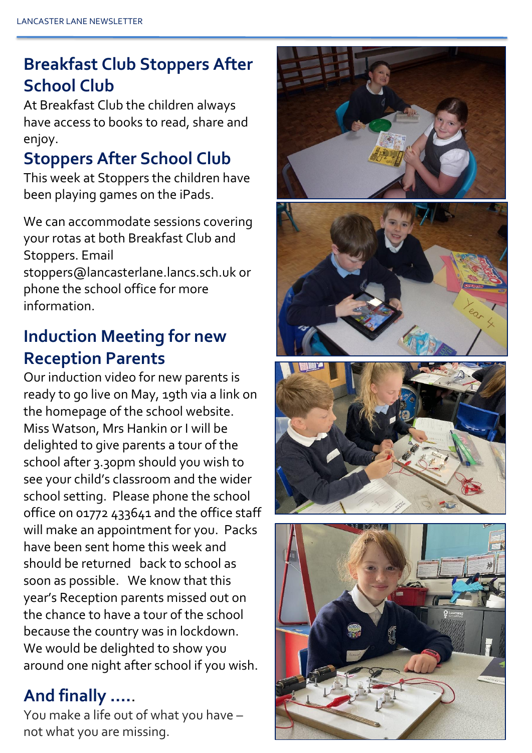## Breakfast Club Stoppers After School Club

At Breakfast Club the children always have access to books to read, share and enjoy.

## Stoppers After School Club

This week at Stoppers the children have been playing games on the iPads.

We can accommodate sessions covering your rotas at both Breakfast Club and Stoppers. Email stoppers@lancasterlane.lancs.sch.uk or phone the school office for more information.

## Induction Meeting for new Reception Parents

Our induction video for new parents is ready to go live on May, 19th via a link on the homepage of the school website. Miss Watson, Mrs Hankin or I will be delighted to give parents a tour of the school after 3.30pm should you wish to see your child's classroom and the wider school setting. Please phone the school office on 01772 433641 and the office staff will make an appointment for you. Packs have been sent home this week and should be returned back to school as soon as possible. We know that this year's Reception parents missed out on the chance to have a tour of the school because the country was in lockdown. We would be delighted to show you around one night after school if you wish.

## And finally .....

You make a life out of what you have – not what you are missing.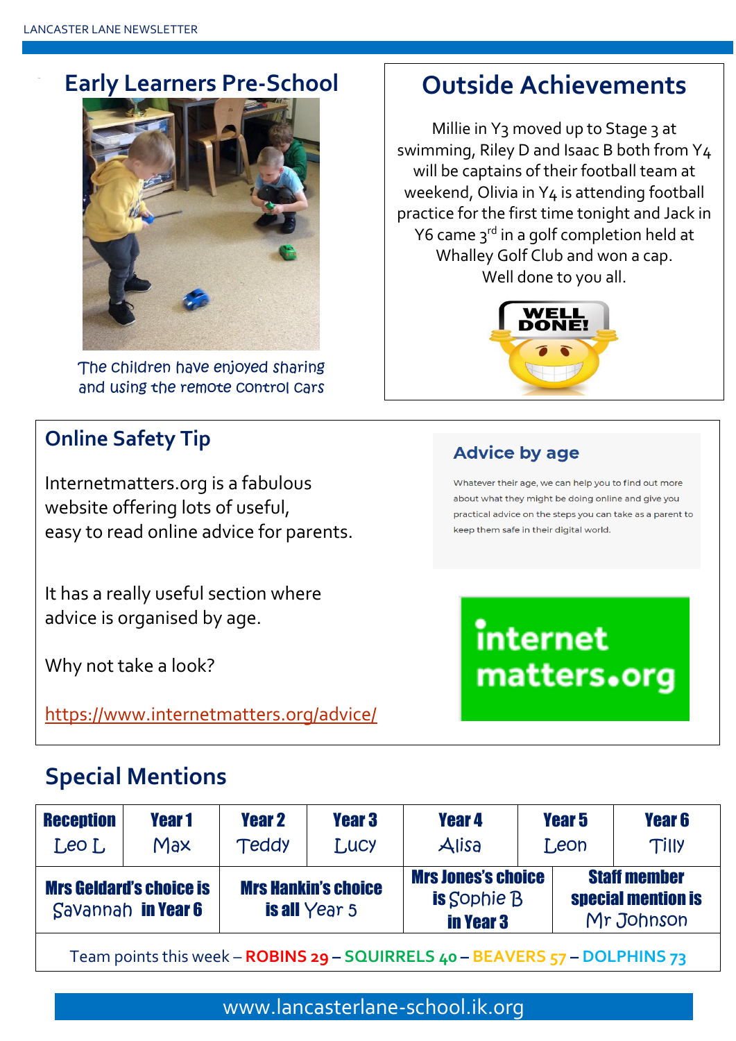## Early Learners Pre-School

The children have enjoyed sharing and using the remote control cars

## Outside Achievements

Millie in Y3 moved up to Stage 3 at swimming, Riley D and Isaac B both from Y4 will be captains of their football team at weekend, Olivia in Y4 is attending football practice for the first time tonight and Jack in Y6 came 3rd in a golf completion held at Whalley Golf Club and won a cap.
Well done to you all.

## Online Safety Tip

Internetmatters.org is a fabulous website offering lots of useful, easy to read online advice for parents.

It has a really useful section where advice is organised by age.

Why not take a look?

https://www.internetmatters.org/advice/

**Advice by age**

Whatever their age, we can help you to find out more about what they might be doing online and give you practical advice on the steps you can take as a parent to keep them safe in their digital world.

internet matters.org

## Special Mentions

| Reception | Year 1 | Year 2 | Year 3 | Year 4 | Year 5 | Year 6 |
|---|---|---|---|---|---|---|
| Leo L | Max | Teddy | Lucy | Alisa | Leon | Tilly |
| **Mrs Geldard's choice is** Savannah **in Year 6** | | **Mrs Hankin's choice is all** Year 5 | | **Mrs Jones's choice is** Sophie B **in Year 3** | **Staff member special mention is** Mr Johnson | |
| Team points this week – ROBINS 29 – SQUIRRELS 40 – BEAVERS 57 – DOLPHINS 73 | | | | | | |

www.lancasterlane-school.ik.org